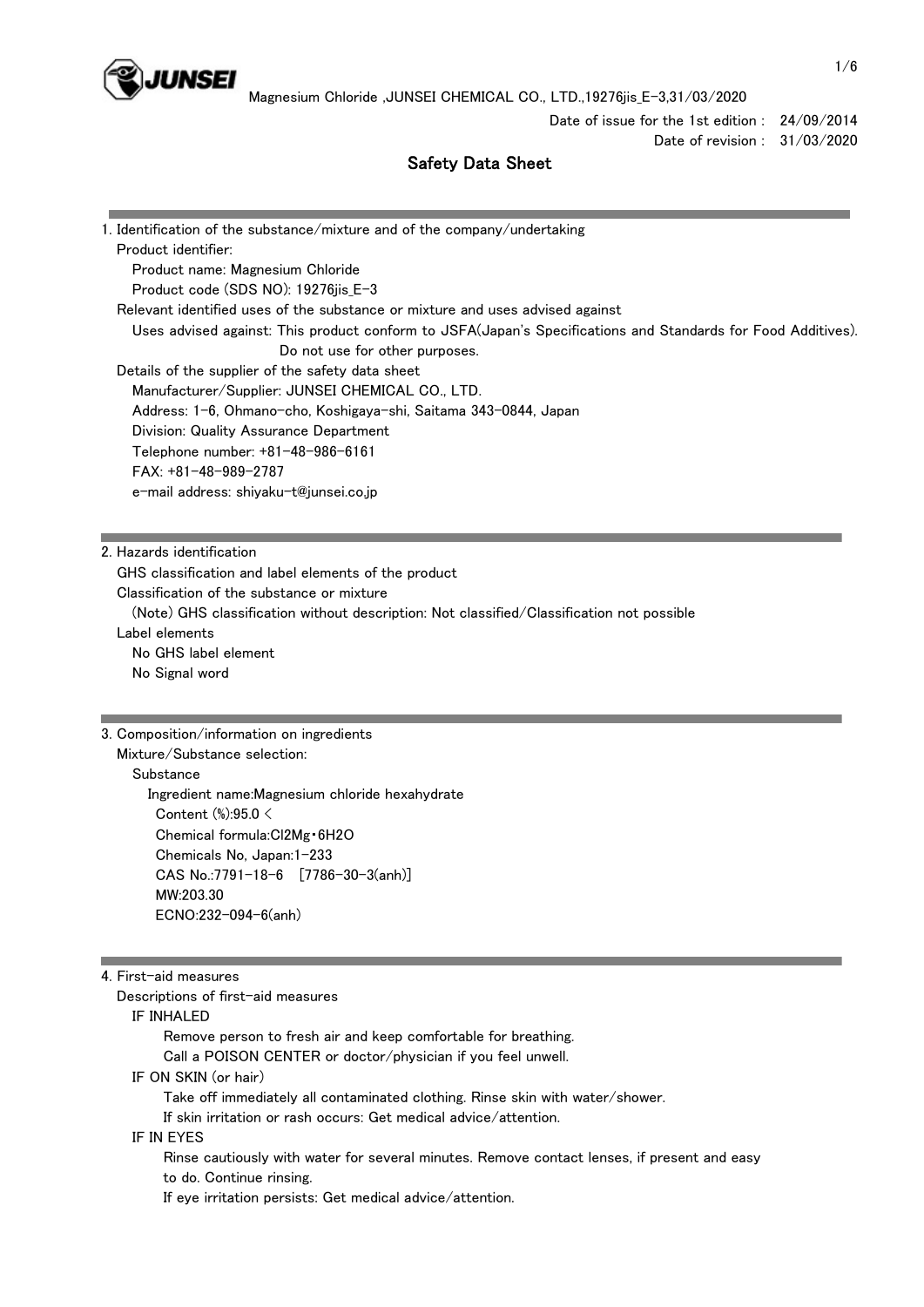Magnesium Chloride ,JUNSEI CHEMICAL CO., LTD.,19276jis_E-3,31/03/2020

Date of issue for the 1st edition : 24/09/2014
Date of revision : 31/03/2020

# Safety Data Sheet

## 1. Identification of the substance/mixture and of the company/undertaking

Product identifier:
- Product name: Magnesium Chloride
- Product code (SDS NO): 19276jis_E-3

Relevant identified uses of the substance or mixture and uses advised against
- Uses advised against: This product conform to JSFA(Japan's Specifications and Standards for Food Additives). Do not use for other purposes.

Details of the supplier of the safety data sheet
- Manufacturer/Supplier: JUNSEI CHEMICAL CO., LTD.
- Address: 1-6, Ohmano-cho, Koshigaya-shi, Saitama 343-0844, Japan
- Division: Quality Assurance Department
- Telephone number: +81-48-986-6161
- FAX: +81-48-989-2787
- e-mail address: shiyaku-t@junsei.co.jp

## 2. Hazards identification

GHS classification and label elements of the product

Classification of the substance or mixture
- (Note) GHS classification without description: Not classified/Classification not possible

Label elements
- No GHS label element
- No Signal word

## 3. Composition/information on ingredients

Mixture/Substance selection:
- Substance
  - Ingredient name:Magnesium chloride hexahydrate
  - Content (%):95.0 <
  - Chemical formula:$Cl_2Mg \cdot 6H_2O$
  - Chemicals No, Japan:1-233
  - CAS No.:7791-18-6 [7786-30-3(anh)]
  - MW:203.30
  - ECNO:232-094-6(anh)

## 4. First-aid measures

Descriptions of first-aid measures

IF INHALED
- Remove person to fresh air and keep comfortable for breathing.
- Call a POISON CENTER or doctor/physician if you feel unwell.

IF ON SKIN (or hair)
- Take off immediately all contaminated clothing. Rinse skin with water/shower.
- If skin irritation or rash occurs: Get medical advice/attention.

IF IN EYES
- Rinse cautiously with water for several minutes. Remove contact lenses, if present and easy to do. Continue rinsing.
- If eye irritation persists: Get medical advice/attention.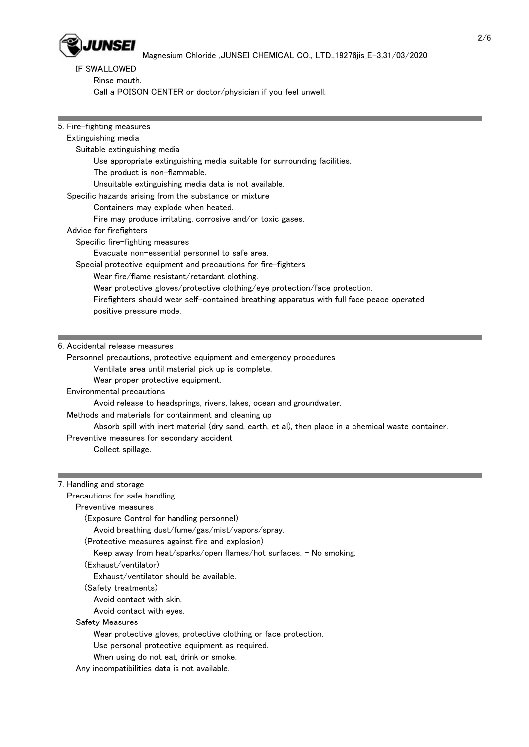IF SWALLOWED

Rinse mouth.

Call a POISON CENTER or doctor/physician if you feel unwell.

## 5. Fire-fighting measures

Extinguishing media

Suitable extinguishing media

Use appropriate extinguishing media suitable for surrounding facilities.

The product is non-flammable.

Unsuitable extinguishing media data is not available.

Specific hazards arising from the substance or mixture

Containers may explode when heated.

Fire may produce irritating, corrosive and/or toxic gases.

Advice for firefighters

Specific fire-fighting measures

Evacuate non-essential personnel to safe area.

Special protective equipment and precautions for fire-fighters

Wear fire/flame resistant/retardant clothing.

Wear protective gloves/protective clothing/eye protection/face protection.

Firefighters should wear self-contained breathing apparatus with full face peace operated positive pressure mode.

## 6. Accidental release measures

Personnel precautions, protective equipment and emergency procedures

Ventilate area until material pick up is complete.

Wear proper protective equipment.

Environmental precautions

Avoid release to headsprings, rivers, lakes, ocean and groundwater.

Methods and materials for containment and cleaning up

Absorb spill with inert material (dry sand, earth, et al), then place in a chemical waste container.

Preventive measures for secondary accident

Collect spillage.

## 7. Handling and storage

Precautions for safe handling

Preventive measures

(Exposure Control for handling personnel)

Avoid breathing dust/fume/gas/mist/vapors/spray.

(Protective measures against fire and explosion)

Keep away from heat/sparks/open flames/hot surfaces. - No smoking.

(Exhaust/ventilator)

Exhaust/ventilator should be available.

(Safety treatments)

Avoid contact with skin.

Avoid contact with eyes.

Safety Measures

Wear protective gloves, protective clothing or face protection.

Use personal protective equipment as required.

When using do not eat, drink or smoke.

Any incompatibilities data is not available.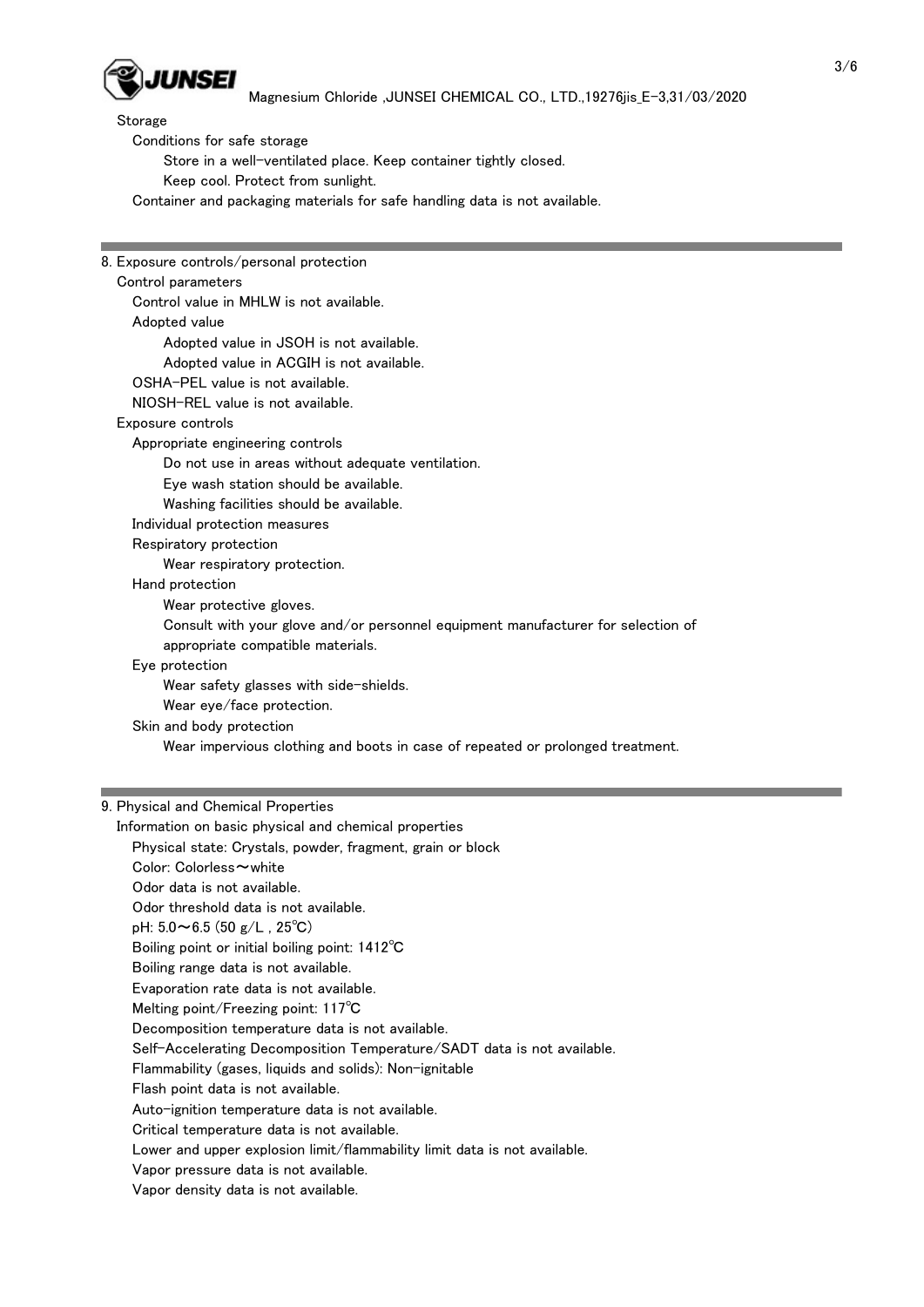Storage

Conditions for safe storage

Store in a well-ventilated place. Keep container tightly closed.

Keep cool. Protect from sunlight.

Container and packaging materials for safe handling data is not available.

## 8. Exposure controls/personal protection

Control parameters

Control value in MHLW is not available.

Adopted value

Adopted value in JSOH is not available.

Adopted value in ACGIH is not available.

OSHA-PEL value is not available.

NIOSH-REL value is not available.

Exposure controls

Appropriate engineering controls

Do not use in areas without adequate ventilation.

Eye wash station should be available.

Washing facilities should be available.

Individual protection measures

Respiratory protection

Wear respiratory protection.

Hand protection

Wear protective gloves.

Consult with your glove and/or personnel equipment manufacturer for selection of appropriate compatible materials.

Eye protection

Wear safety glasses with side-shields.

Wear eye/face protection.

Skin and body protection

Wear impervious clothing and boots in case of repeated or prolonged treatment.

## 9. Physical and Chemical Properties

Information on basic physical and chemical properties

Physical state: Crystals, powder, fragment, grain or block

Color: Colorless～white

Odor data is not available.

Odor threshold data is not available.

pH: 5.0～6.5 (50 g/L , 25℃)

Boiling point or initial boiling point: 1412℃

Boiling range data is not available.

Evaporation rate data is not available.

Melting point/Freezing point: 117℃

Decomposition temperature data is not available.

Self-Accelerating Decomposition Temperature/SADT data is not available.

Flammability (gases, liquids and solids): Non-ignitable

Flash point data is not available.

Auto-ignition temperature data is not available.

Critical temperature data is not available.

Lower and upper explosion limit/flammability limit data is not available.

Vapor pressure data is not available.

Vapor density data is not available.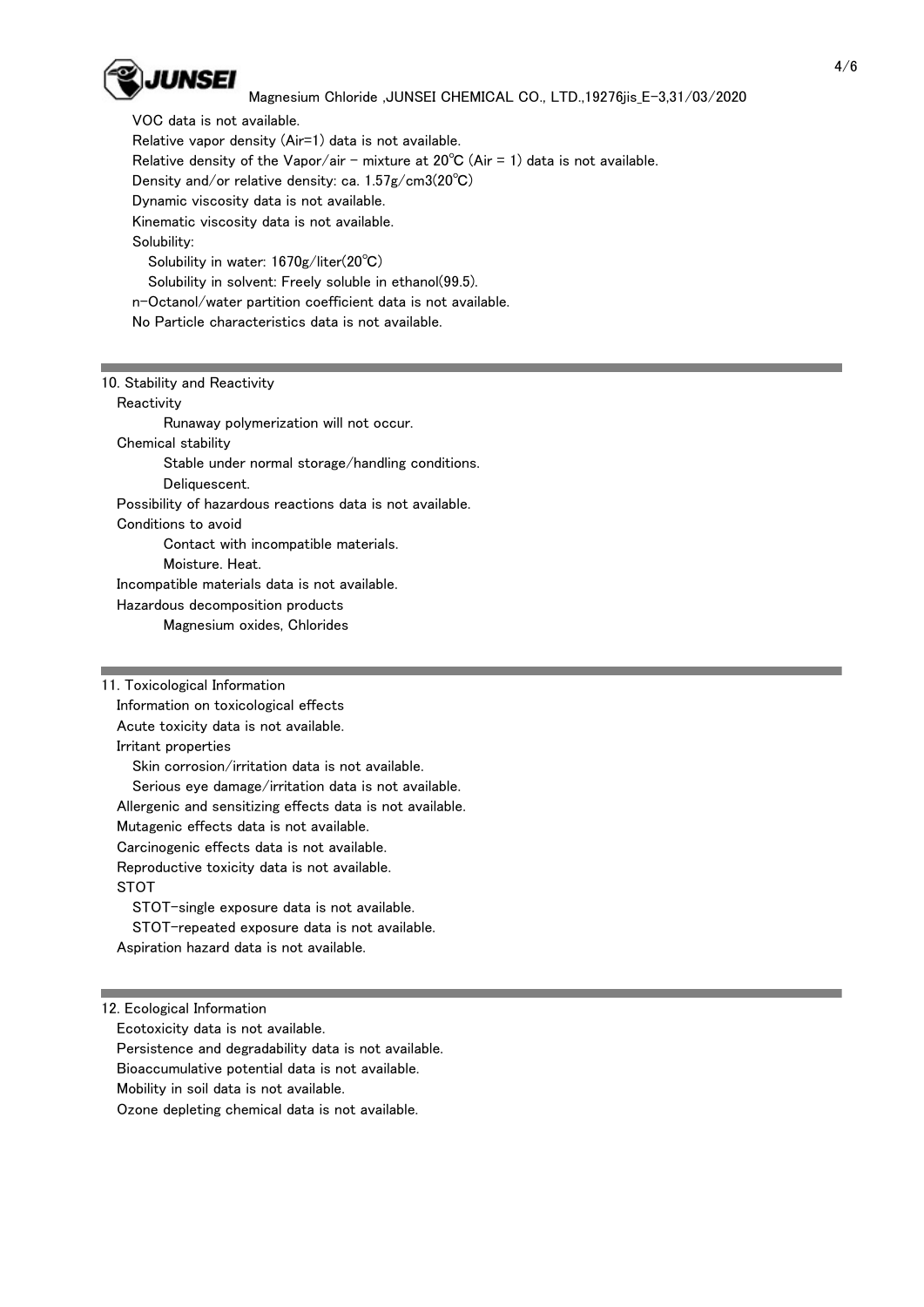VOC data is not available.
Relative vapor density (Air=1) data is not available.
Relative density of the Vapor/air - mixture at 20℃ (Air = 1) data is not available.
Density and/or relative density: ca. 1.57g/cm3(20℃)
Dynamic viscosity data is not available.
Kinematic viscosity data is not available.
Solubility:
  Solubility in water: 1670g/liter(20℃)
  Solubility in solvent: Freely soluble in ethanol(99.5).
n-Octanol/water partition coefficient data is not available.
No Particle characteristics data is not available.

## 10. Stability and Reactivity

Reactivity
  Runaway polymerization will not occur.
Chemical stability
  Stable under normal storage/handling conditions.
  Deliquescent.
Possibility of hazardous reactions data is not available.
Conditions to avoid
  Contact with incompatible materials.
  Moisture. Heat.
Incompatible materials data is not available.
Hazardous decomposition products
  Magnesium oxides, Chlorides

## 11. Toxicological Information

Information on toxicological effects
Acute toxicity data is not available.
Irritant properties
  Skin corrosion/irritation data is not available.
  Serious eye damage/irritation data is not available.
Allergenic and sensitizing effects data is not available.
Mutagenic effects data is not available.
Carcinogenic effects data is not available.
Reproductive toxicity data is not available.
STOT
  STOT-single exposure data is not available.
  STOT-repeated exposure data is not available.
Aspiration hazard data is not available.

## 12. Ecological Information

Ecotoxicity data is not available.
Persistence and degradability data is not available.
Bioaccumulative potential data is not available.
Mobility in soil data is not available.
Ozone depleting chemical data is not available.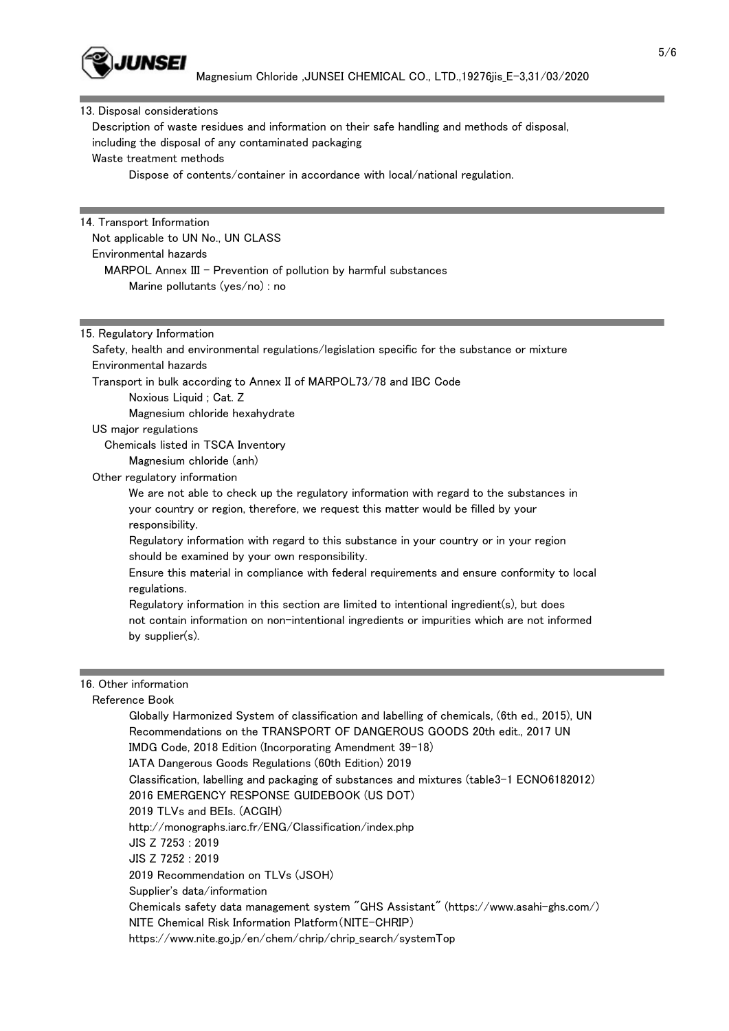## 13. Disposal considerations

Description of waste residues and information on their safe handling and methods of disposal, including the disposal of any contaminated packaging

Waste treatment methods

Dispose of contents/container in accordance with local/national regulation.

## 14. Transport Information

Not applicable to UN No., UN CLASS

Environmental hazards

MARPOL Annex III - Prevention of pollution by harmful substances

Marine pollutants (yes/no) : no

## 15. Regulatory Information

Safety, health and environmental regulations/legislation specific for the substance or mixture

Environmental hazards

Transport in bulk according to Annex II of MARPOL73/78 and IBC Code

Noxious Liquid ; Cat. Z

Magnesium chloride hexahydrate

US major regulations

Chemicals listed in TSCA Inventory

Magnesium chloride (anh)

Other regulatory information

We are not able to check up the regulatory information with regard to the substances in your country or region, therefore, we request this matter would be filled by your responsibility.

Regulatory information with regard to this substance in your country or in your region should be examined by your own responsibility.

Ensure this material in compliance with federal requirements and ensure conformity to local regulations.

Regulatory information in this section are limited to intentional ingredient(s), but does not contain information on non-intentional ingredients or impurities which are not informed by supplier(s).

## 16. Other information

Reference Book

Globally Harmonized System of classification and labelling of chemicals, (6th ed., 2015), UN

Recommendations on the TRANSPORT OF DANGEROUS GOODS 20th edit., 2017 UN

IMDG Code, 2018 Edition (Incorporating Amendment 39-18)

IATA Dangerous Goods Regulations (60th Edition) 2019

Classification, labelling and packaging of substances and mixtures (table3-1 ECNO6182012)

2016 EMERGENCY RESPONSE GUIDEBOOK (US DOT)

2019 TLVs and BEIs. (ACGIH)

http://monographs.iarc.fr/ENG/Classification/index.php

JIS Z 7253 : 2019

JIS Z 7252 : 2019

2019 Recommendation on TLVs (JSOH)

Supplier's data/information

Chemicals safety data management system "GHS Assistant" (https://www.asahi-ghs.com/)

NITE Chemical Risk Information Platform(NITE-CHRIP)

https://www.nite.go.jp/en/chem/chrip/chrip_search/systemTop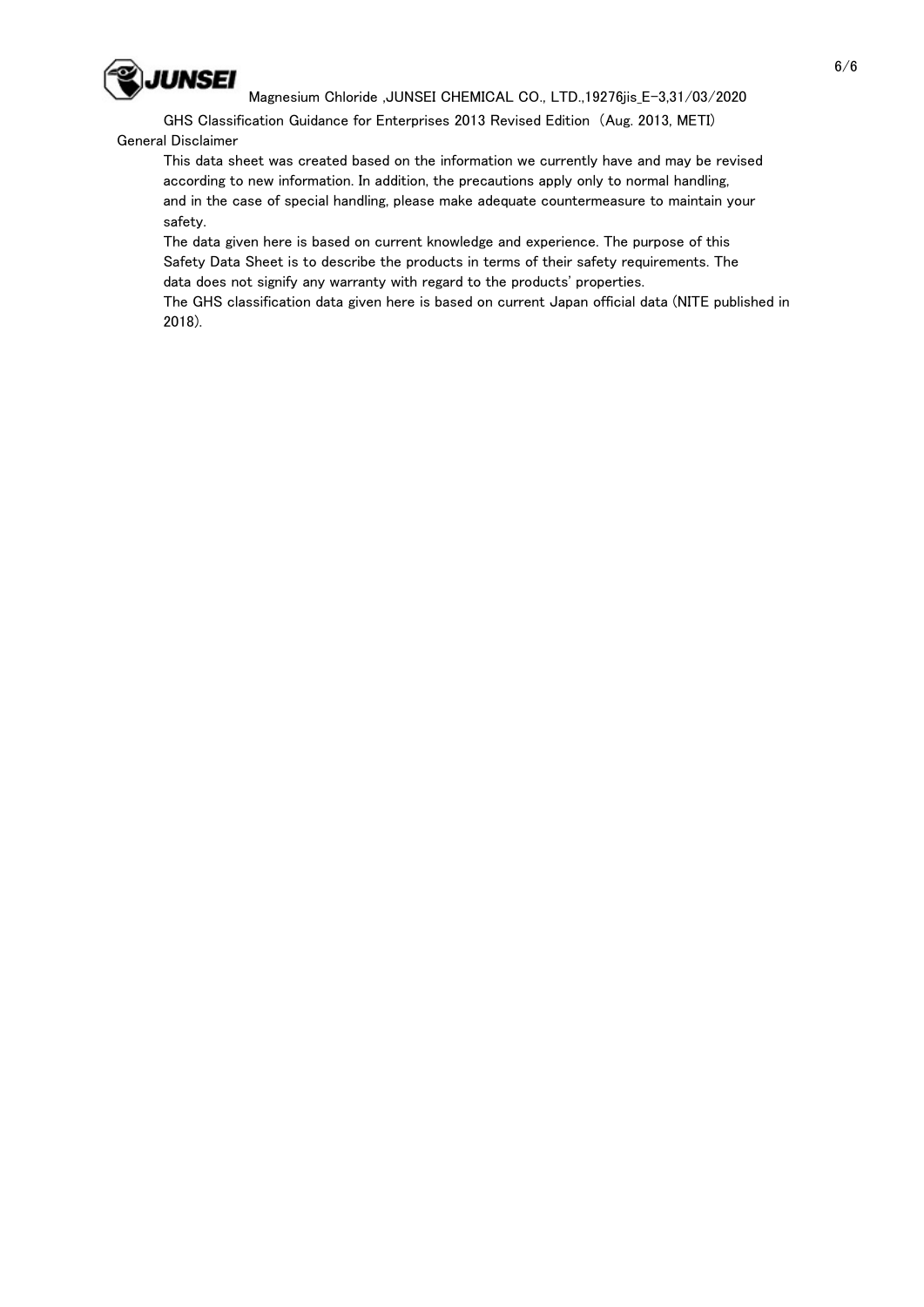GHS Classification Guidance for Enterprises 2013 Revised Edition （Aug. 2013, METI)

General Disclaimer

This data sheet was created based on the information we currently have and may be revised according to new information. In addition, the precautions apply only to normal handling, and in the case of special handling, please make adequate countermeasure to maintain your safety.

The data given here is based on current knowledge and experience. The purpose of this Safety Data Sheet is to describe the products in terms of their safety requirements. The data does not signify any warranty with regard to the products' properties.

The GHS classification data given here is based on current Japan official data (NITE published in 2018).